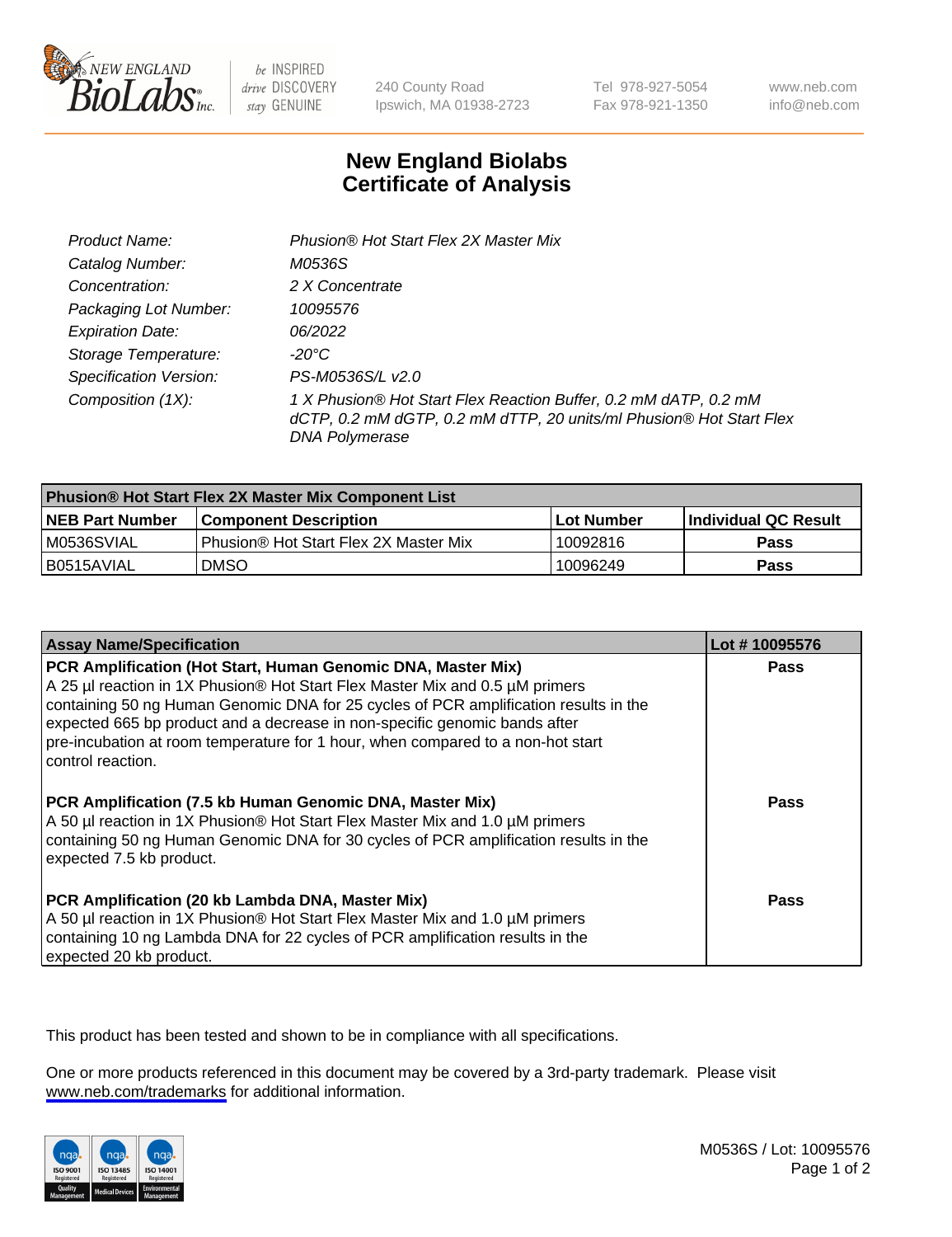# New England Biolabs Certificate of Analysis

| | |
|---|---|
| Product Name: | Phusion® Hot Start Flex 2X Master Mix |
| Catalog Number: | M0536S |
| Concentration: | 2 X Concentrate |
| Packaging Lot Number: | 10095576 |
| Expiration Date: | 06/2022 |
| Storage Temperature: | -20°C |
| Specification Version: | PS-M0536S/L v2.0 |
| Composition (1X): | 1 X Phusion® Hot Start Flex Reaction Buffer, 0.2 mM dATP, 0.2 mM dCTP, 0.2 mM dGTP, 0.2 mM dTTP, 20 units/ml Phusion® Hot Start Flex DNA Polymerase |

| Phusion® Hot Start Flex 2X Master Mix Component List | | | |
|---|---|---|---|
| NEB Part Number | Component Description | Lot Number | Individual QC Result |
| M0536SVIAL | Phusion® Hot Start Flex 2X Master Mix | 10092816 | Pass |
| B0515AVIAL | DMSO | 10096249 | Pass |

| Assay Name/Specification | Lot # 10095576 |
|---|---|
| **PCR Amplification (Hot Start, Human Genomic DNA, Master Mix)** A 25 µl reaction in 1X Phusion® Hot Start Flex Master Mix and 0.5 µM primers containing 50 ng Human Genomic DNA for 25 cycles of PCR amplification results in the expected 665 bp product and a decrease in non-specific genomic bands after pre-incubation at room temperature for 1 hour, when compared to a non-hot start control reaction. | Pass |
| **PCR Amplification (7.5 kb Human Genomic DNA, Master Mix)** A 50 µl reaction in 1X Phusion® Hot Start Flex Master Mix and 1.0 µM primers containing 50 ng Human Genomic DNA for 30 cycles of PCR amplification results in the expected 7.5 kb product. | Pass |
| **PCR Amplification (20 kb Lambda DNA, Master Mix)** A 50 µl reaction in 1X Phusion® Hot Start Flex Master Mix and 1.0 µM primers containing 10 ng Lambda DNA for 22 cycles of PCR amplification results in the expected 20 kb product. | Pass |

This product has been tested and shown to be in compliance with all specifications.

One or more products referenced in this document may be covered by a 3rd-party trademark. Please visit www.neb.com/trademarks for additional information.

M0536S / Lot: 10095576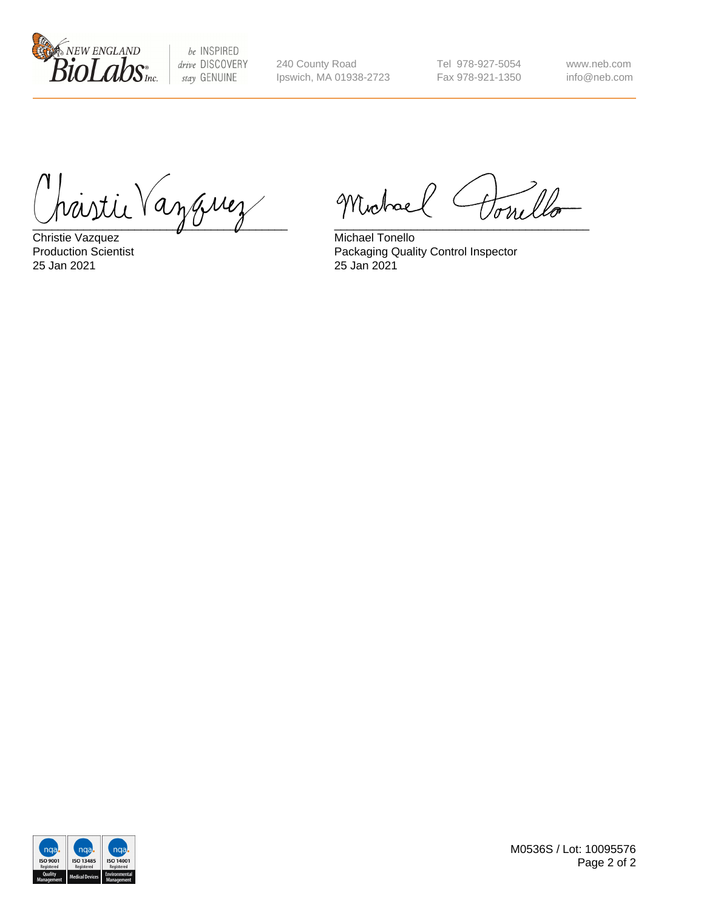NEW ENGLAND BioLabs® Inc.

be INSPIRED
drive DISCOVERY
stay GENUINE

240 County Road
Ipswich, MA 01938-2723

Tel 978-927-5054
Fax 978-921-1350

www.neb.com
info@neb.com

Christie Vazquez
Production Scientist
25 Jan 2021

Michael Tonello
Packaging Quality Control Inspector
25 Jan 2021

ISO 9001 Registered Quality Management | ISO 13485 Registered Medical Devices | ISO 14001 Registered Environmental Management

M0536S / Lot: 10095576